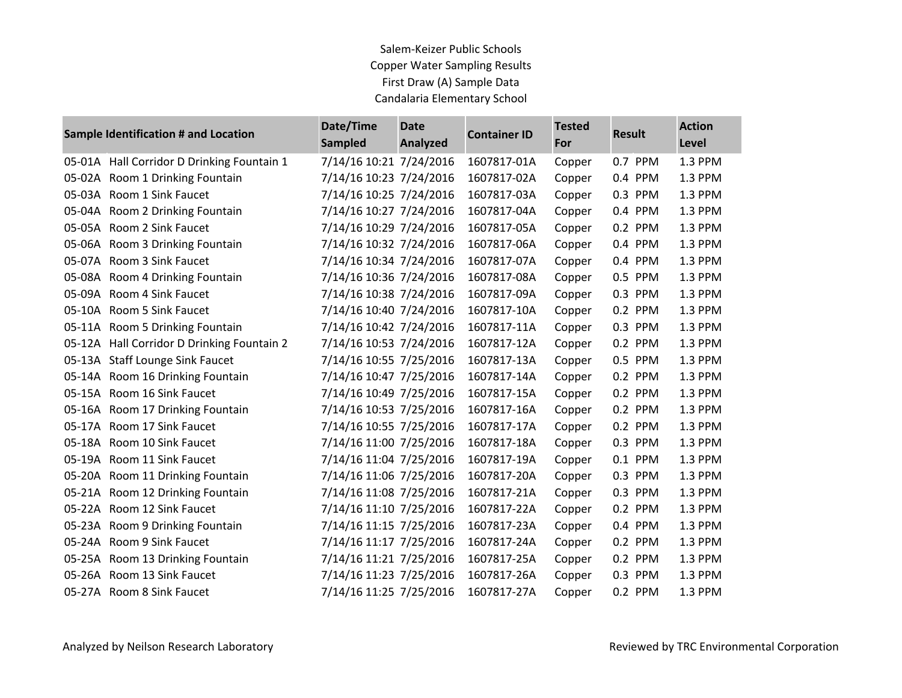# Salem-Keizer Public Schools
## Copper Water Sampling Results
### First Draw (A) Sample Data
### Candalaria Elementary School

| Sample Identification # and Location | | Date/Time Sampled | Date Analyzed | Container ID | Tested For | Result | Action Level |
|---|---|---|---|---|---|---|---|
| 05-01A | Hall Corridor D Drinking Fountain 1 | 7/14/16 10:21 | 7/24/2016 | 1607817-01A | Copper | 0.7 PPM | 1.3 PPM |
| 05-02A | Room 1 Drinking Fountain | 7/14/16 10:23 | 7/24/2016 | 1607817-02A | Copper | 0.4 PPM | 1.3 PPM |
| 05-03A | Room 1 Sink Faucet | 7/14/16 10:25 | 7/24/2016 | 1607817-03A | Copper | 0.3 PPM | 1.3 PPM |
| 05-04A | Room 2 Drinking Fountain | 7/14/16 10:27 | 7/24/2016 | 1607817-04A | Copper | 0.4 PPM | 1.3 PPM |
| 05-05A | Room 2 Sink Faucet | 7/14/16 10:29 | 7/24/2016 | 1607817-05A | Copper | 0.2 PPM | 1.3 PPM |
| 05-06A | Room 3 Drinking Fountain | 7/14/16 10:32 | 7/24/2016 | 1607817-06A | Copper | 0.4 PPM | 1.3 PPM |
| 05-07A | Room 3 Sink Faucet | 7/14/16 10:34 | 7/24/2016 | 1607817-07A | Copper | 0.4 PPM | 1.3 PPM |
| 05-08A | Room 4 Drinking Fountain | 7/14/16 10:36 | 7/24/2016 | 1607817-08A | Copper | 0.5 PPM | 1.3 PPM |
| 05-09A | Room 4 Sink Faucet | 7/14/16 10:38 | 7/24/2016 | 1607817-09A | Copper | 0.3 PPM | 1.3 PPM |
| 05-10A | Room 5 Sink Faucet | 7/14/16 10:40 | 7/24/2016 | 1607817-10A | Copper | 0.2 PPM | 1.3 PPM |
| 05-11A | Room 5 Drinking Fountain | 7/14/16 10:42 | 7/24/2016 | 1607817-11A | Copper | 0.3 PPM | 1.3 PPM |
| 05-12A | Hall Corridor D Drinking Fountain 2 | 7/14/16 10:53 | 7/24/2016 | 1607817-12A | Copper | 0.2 PPM | 1.3 PPM |
| 05-13A | Staff Lounge Sink Faucet | 7/14/16 10:55 | 7/25/2016 | 1607817-13A | Copper | 0.5 PPM | 1.3 PPM |
| 05-14A | Room 16 Drinking Fountain | 7/14/16 10:47 | 7/25/2016 | 1607817-14A | Copper | 0.2 PPM | 1.3 PPM |
| 05-15A | Room 16 Sink Faucet | 7/14/16 10:49 | 7/25/2016 | 1607817-15A | Copper | 0.2 PPM | 1.3 PPM |
| 05-16A | Room 17 Drinking Fountain | 7/14/16 10:53 | 7/25/2016 | 1607817-16A | Copper | 0.2 PPM | 1.3 PPM |
| 05-17A | Room 17 Sink Faucet | 7/14/16 10:55 | 7/25/2016 | 1607817-17A | Copper | 0.2 PPM | 1.3 PPM |
| 05-18A | Room 10 Sink Faucet | 7/14/16 11:00 | 7/25/2016 | 1607817-18A | Copper | 0.3 PPM | 1.3 PPM |
| 05-19A | Room 11 Sink Faucet | 7/14/16 11:04 | 7/25/2016 | 1607817-19A | Copper | 0.1 PPM | 1.3 PPM |
| 05-20A | Room 11 Drinking Fountain | 7/14/16 11:06 | 7/25/2016 | 1607817-20A | Copper | 0.3 PPM | 1.3 PPM |
| 05-21A | Room 12 Drinking Fountain | 7/14/16 11:08 | 7/25/2016 | 1607817-21A | Copper | 0.3 PPM | 1.3 PPM |
| 05-22A | Room 12 Sink Faucet | 7/14/16 11:10 | 7/25/2016 | 1607817-22A | Copper | 0.2 PPM | 1.3 PPM |
| 05-23A | Room 9 Drinking Fountain | 7/14/16 11:15 | 7/25/2016 | 1607817-23A | Copper | 0.4 PPM | 1.3 PPM |
| 05-24A | Room 9 Sink Faucet | 7/14/16 11:17 | 7/25/2016 | 1607817-24A | Copper | 0.2 PPM | 1.3 PPM |
| 05-25A | Room 13 Drinking Fountain | 7/14/16 11:21 | 7/25/2016 | 1607817-25A | Copper | 0.2 PPM | 1.3 PPM |
| 05-26A | Room 13 Sink Faucet | 7/14/16 11:23 | 7/25/2016 | 1607817-26A | Copper | 0.3 PPM | 1.3 PPM |
| 05-27A | Room 8 Sink Faucet | 7/14/16 11:25 | 7/25/2016 | 1607817-27A | Copper | 0.2 PPM | 1.3 PPM |

Analyzed by Neilson Research Laboratory

Reviewed by TRC Environmental Corporation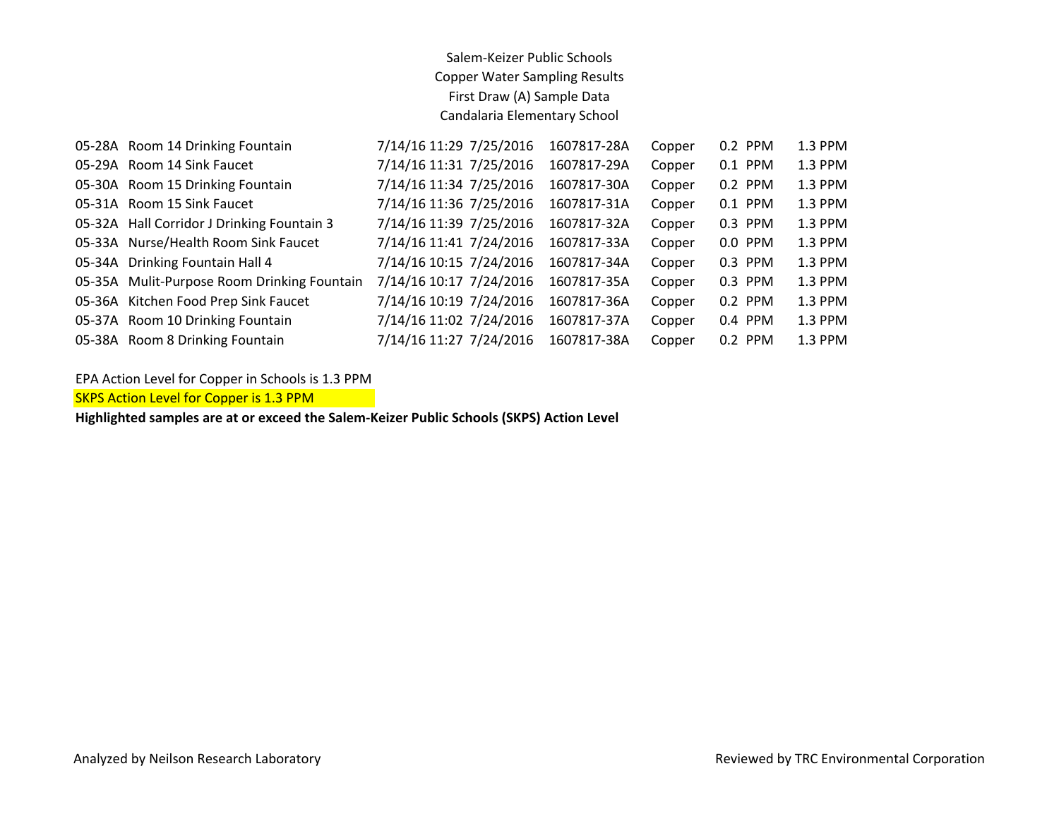Salem-Keizer Public Schools
Copper Water Sampling Results
First Draw (A) Sample Data
Candalaria Elementary School

| | | | | | | | | |
|---|---|---|---|---|---|---|---|---|
| 05-28A | Room 14 Drinking Fountain | 7/14/16 11:29 | 7/25/2016 | 1607817-28A | Copper | 0.2 | PPM | 1.3 PPM |
| 05-29A | Room 14 Sink Faucet | 7/14/16 11:31 | 7/25/2016 | 1607817-29A | Copper | 0.1 | PPM | 1.3 PPM |
| 05-30A | Room 15 Drinking Fountain | 7/14/16 11:34 | 7/25/2016 | 1607817-30A | Copper | 0.2 | PPM | 1.3 PPM |
| 05-31A | Room 15 Sink Faucet | 7/14/16 11:36 | 7/25/2016 | 1607817-31A | Copper | 0.1 | PPM | 1.3 PPM |
| 05-32A | Hall Corridor J Drinking Fountain 3 | 7/14/16 11:39 | 7/25/2016 | 1607817-32A | Copper | 0.3 | PPM | 1.3 PPM |
| 05-33A | Nurse/Health Room Sink Faucet | 7/14/16 11:41 | 7/24/2016 | 1607817-33A | Copper | 0.0 | PPM | 1.3 PPM |
| 05-34A | Drinking Fountain Hall 4 | 7/14/16 10:15 | 7/24/2016 | 1607817-34A | Copper | 0.3 | PPM | 1.3 PPM |
| 05-35A | Mulit-Purpose Room Drinking Fountain | 7/14/16 10:17 | 7/24/2016 | 1607817-35A | Copper | 0.3 | PPM | 1.3 PPM |
| 05-36A | Kitchen Food Prep Sink Faucet | 7/14/16 10:19 | 7/24/2016 | 1607817-36A | Copper | 0.2 | PPM | 1.3 PPM |
| 05-37A | Room 10 Drinking Fountain | 7/14/16 11:02 | 7/24/2016 | 1607817-37A | Copper | 0.4 | PPM | 1.3 PPM |
| 05-38A | Room 8 Drinking Fountain | 7/14/16 11:27 | 7/24/2016 | 1607817-38A | Copper | 0.2 | PPM | 1.3 PPM |

EPA Action Level for Copper in Schools is 1.3 PPM

SKPS Action Level for Copper is 1.3 PPM

**Highlighted samples are at or exceed the Salem-Keizer Public Schools (SKPS) Action Level**

Analyzed by Neilson Research Laboratory

Reviewed by TRC Environmental Corporation